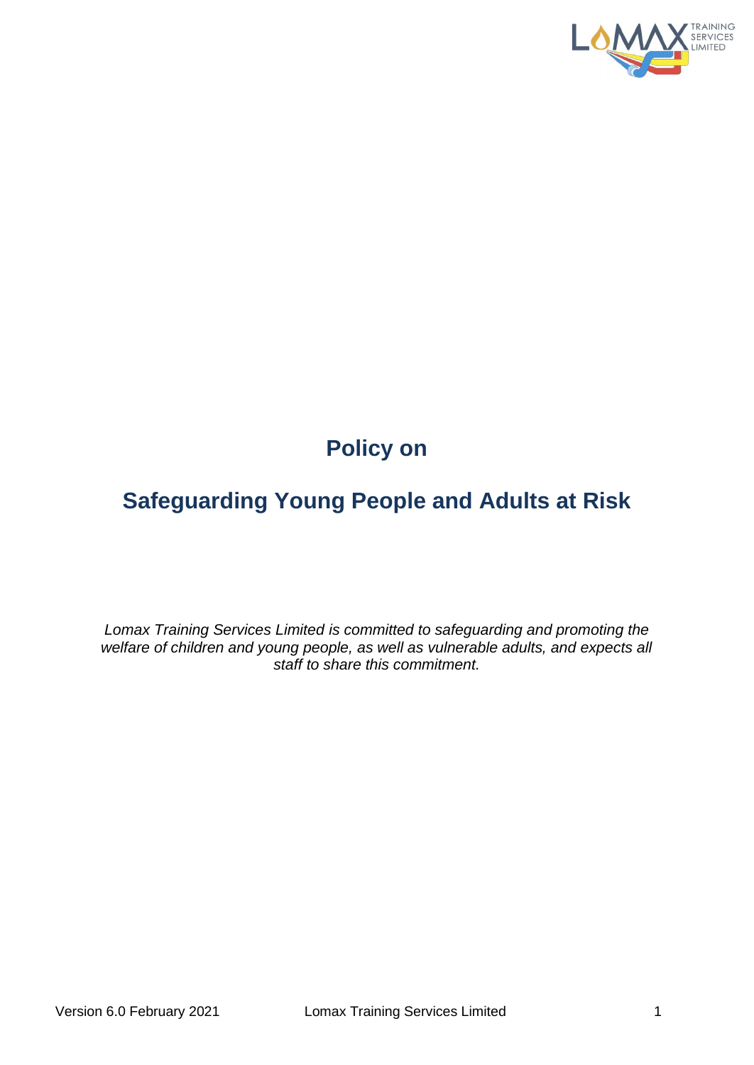# Policy on

# Safeguarding Young People and Adults at Risk

*Lomax Training Services Limited is committed to safeguarding and promoting the welfare of children and young people, as well as vulnerable adults, and expects all staff to share this commitment.*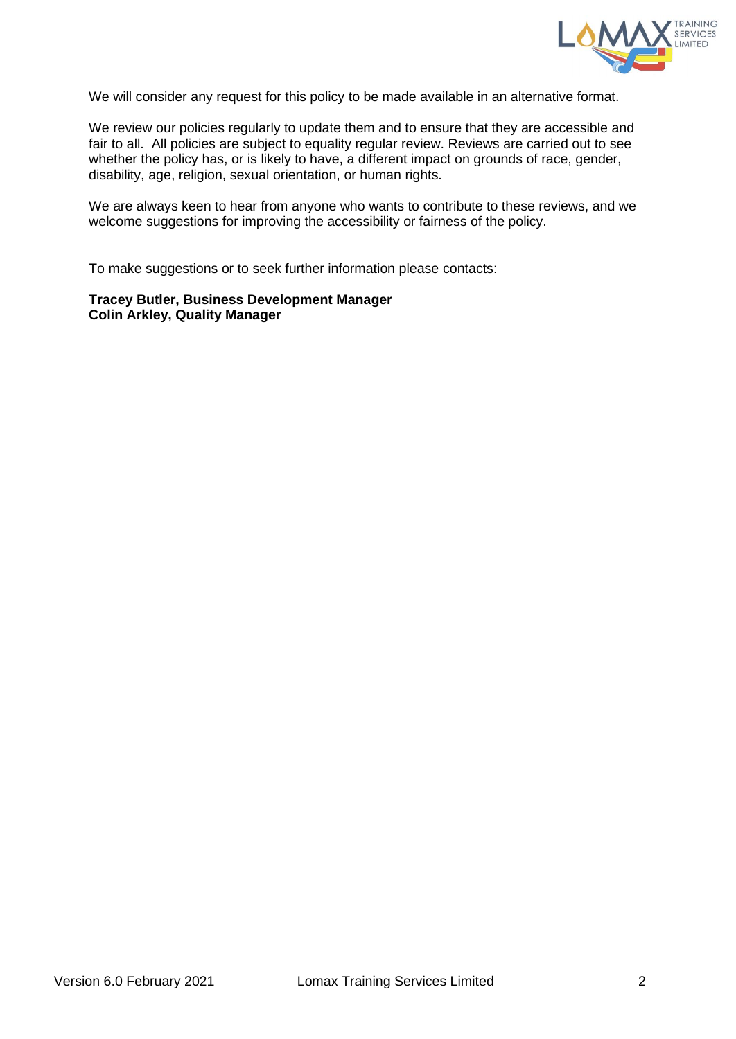We will consider any request for this policy to be made available in an alternative format.

We review our policies regularly to update them and to ensure that they are accessible and fair to all. All policies are subject to equality regular review. Reviews are carried out to see whether the policy has, or is likely to have, a different impact on grounds of race, gender, disability, age, religion, sexual orientation, or human rights.

We are always keen to hear from anyone who wants to contribute to these reviews, and we welcome suggestions for improving the accessibility or fairness of the policy.

To make suggestions or to seek further information please contacts:

**Tracey Butler, Business Development Manager**
**Colin Arkley, Quality Manager**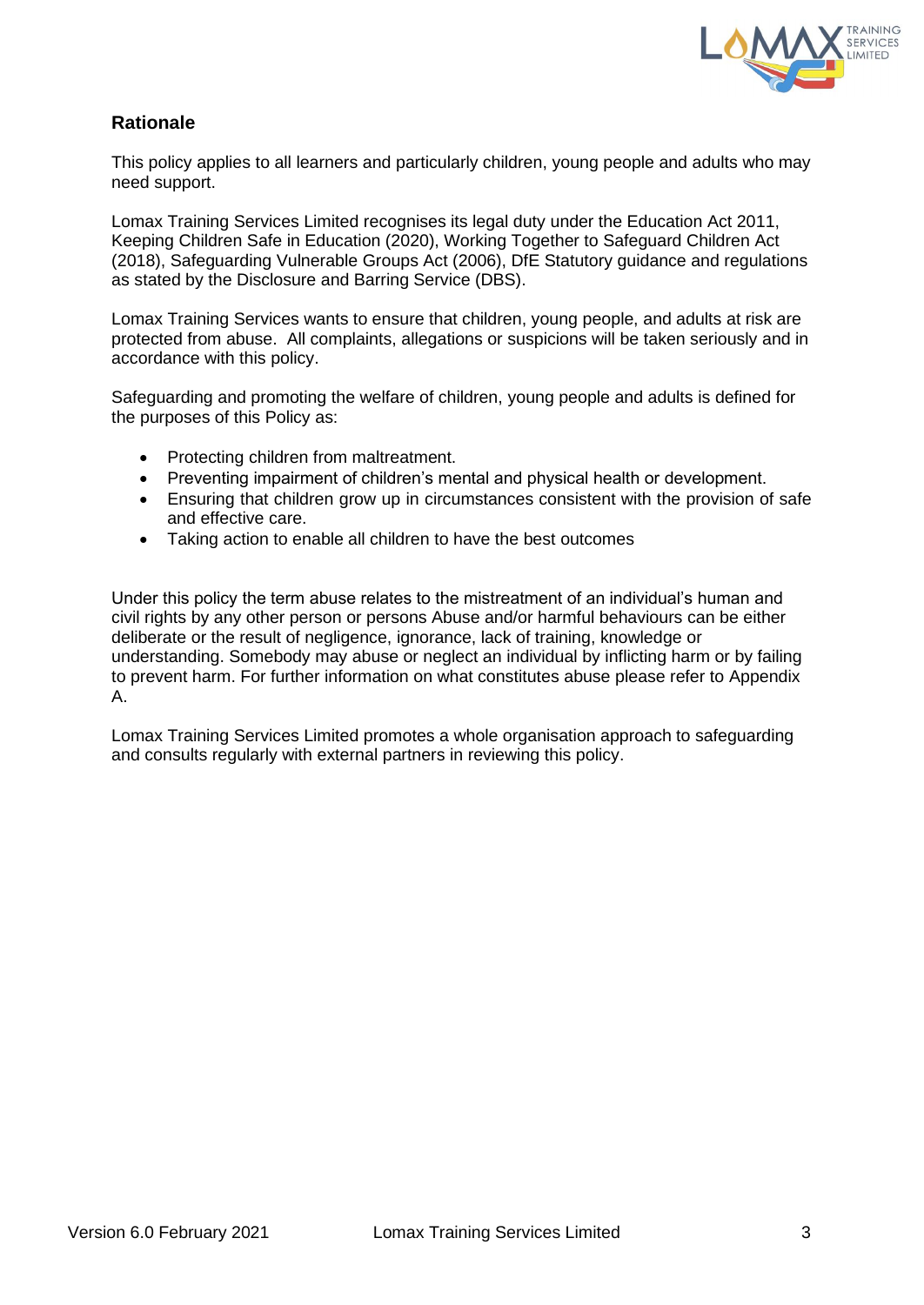## Rationale

This policy applies to all learners and particularly children, young people and adults who may need support.

Lomax Training Services Limited recognises its legal duty under the Education Act 2011, Keeping Children Safe in Education (2020), Working Together to Safeguard Children Act (2018), Safeguarding Vulnerable Groups Act (2006), DfE Statutory guidance and regulations as stated by the Disclosure and Barring Service (DBS).

Lomax Training Services wants to ensure that children, young people, and adults at risk are protected from abuse. All complaints, allegations or suspicions will be taken seriously and in accordance with this policy.

Safeguarding and promoting the welfare of children, young people and adults is defined for the purposes of this Policy as:

- Protecting children from maltreatment.
- Preventing impairment of children's mental and physical health or development.
- Ensuring that children grow up in circumstances consistent with the provision of safe and effective care.
- Taking action to enable all children to have the best outcomes

Under this policy the term abuse relates to the mistreatment of an individual's human and civil rights by any other person or persons Abuse and/or harmful behaviours can be either deliberate or the result of negligence, ignorance, lack of training, knowledge or understanding. Somebody may abuse or neglect an individual by inflicting harm or by failing to prevent harm. For further information on what constitutes abuse please refer to Appendix A.

Lomax Training Services Limited promotes a whole organisation approach to safeguarding and consults regularly with external partners in reviewing this policy.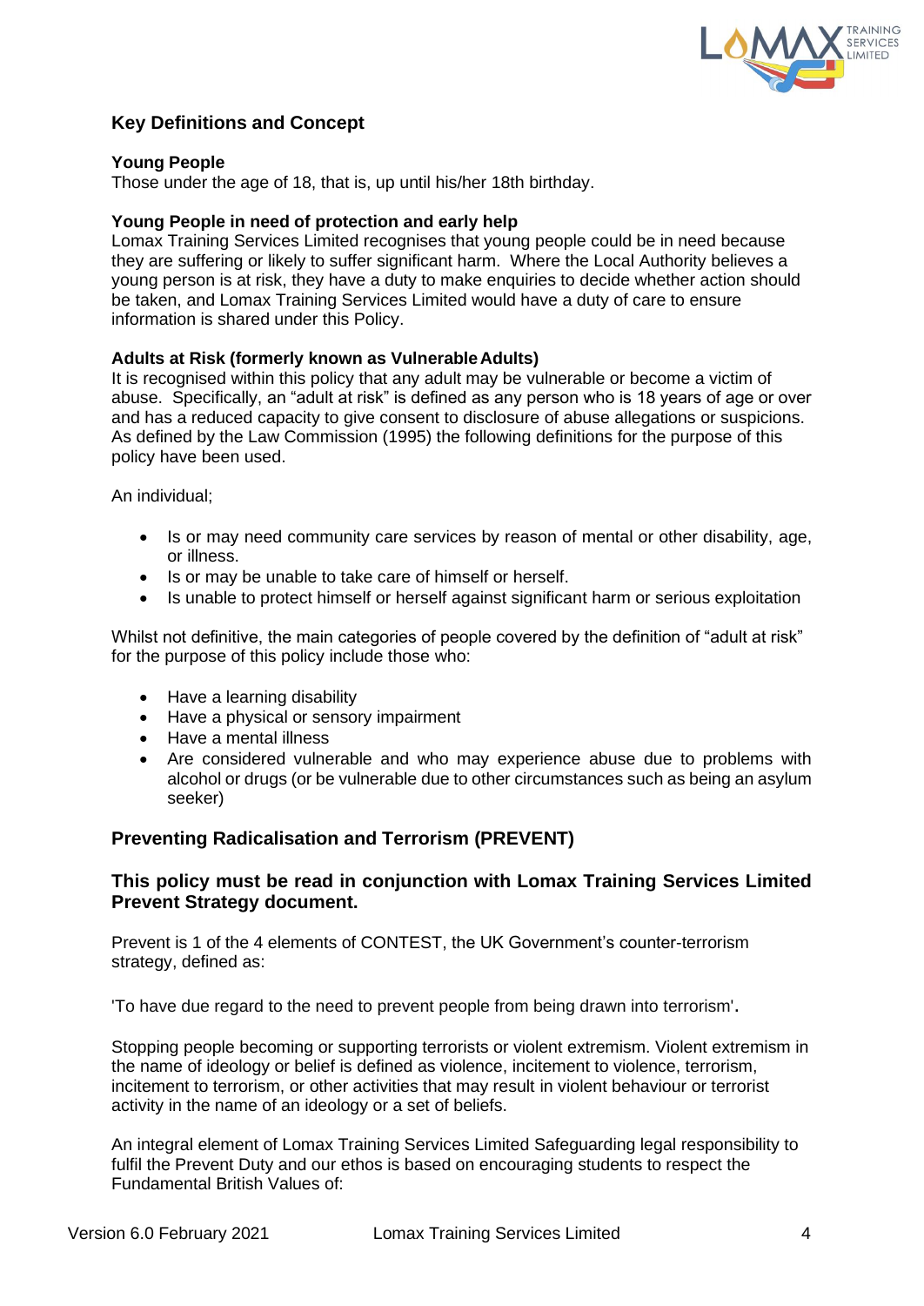## Key Definitions and Concept

**Young People**
Those under the age of 18, that is, up until his/her 18th birthday.

**Young People in need of protection and early help**
Lomax Training Services Limited recognises that young people could be in need because they are suffering or likely to suffer significant harm. Where the Local Authority believes a young person is at risk, they have a duty to make enquiries to decide whether action should be taken, and Lomax Training Services Limited would have a duty of care to ensure information is shared under this Policy.

**Adults at Risk (formerly known as Vulnerable Adults)**
It is recognised within this policy that any adult may be vulnerable or become a victim of abuse. Specifically, an "adult at risk" is defined as any person who is 18 years of age or over and has a reduced capacity to give consent to disclosure of abuse allegations or suspicions. As defined by the Law Commission (1995) the following definitions for the purpose of this policy have been used.

An individual;

- Is or may need community care services by reason of mental or other disability, age, or illness.
- Is or may be unable to take care of himself or herself.
- Is unable to protect himself or herself against significant harm or serious exploitation

Whilst not definitive, the main categories of people covered by the definition of "adult at risk" for the purpose of this policy include those who:

- Have a learning disability
- Have a physical or sensory impairment
- Have a mental illness
- Are considered vulnerable and who may experience abuse due to problems with alcohol or drugs (or be vulnerable due to other circumstances such as being an asylum seeker)

## Preventing Radicalisation and Terrorism (PREVENT)

### This policy must be read in conjunction with Lomax Training Services Limited Prevent Strategy document.

Prevent is 1 of the 4 elements of CONTEST, the UK Government's counter-terrorism strategy, defined as:

'To have due regard to the need to prevent people from being drawn into terrorism'.

Stopping people becoming or supporting terrorists or violent extremism. Violent extremism in the name of ideology or belief is defined as violence, incitement to violence, terrorism, incitement to terrorism, or other activities that may result in violent behaviour or terrorist activity in the name of an ideology or a set of beliefs.

An integral element of Lomax Training Services Limited Safeguarding legal responsibility to fulfil the Prevent Duty and our ethos is based on encouraging students to respect the Fundamental British Values of: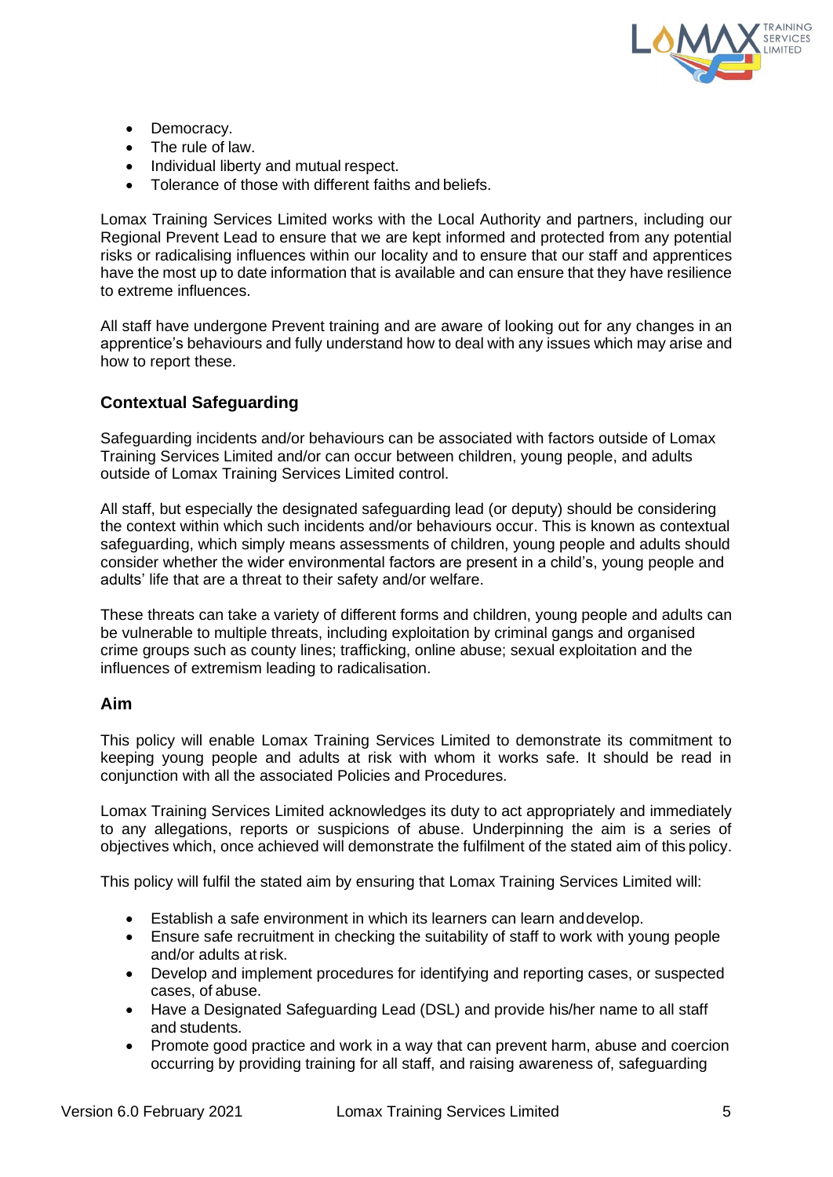- Democracy.
- The rule of law.
- Individual liberty and mutual respect.
- Tolerance of those with different faiths and beliefs.

Lomax Training Services Limited works with the Local Authority and partners, including our Regional Prevent Lead to ensure that we are kept informed and protected from any potential risks or radicalising influences within our locality and to ensure that our staff and apprentices have the most up to date information that is available and can ensure that they have resilience to extreme influences.

All staff have undergone Prevent training and are aware of looking out for any changes in an apprentice's behaviours and fully understand how to deal with any issues which may arise and how to report these.

### Contextual Safeguarding

Safeguarding incidents and/or behaviours can be associated with factors outside of Lomax Training Services Limited and/or can occur between children, young people, and adults outside of Lomax Training Services Limited control.

All staff, but especially the designated safeguarding lead (or deputy) should be considering the context within which such incidents and/or behaviours occur. This is known as contextual safeguarding, which simply means assessments of children, young people and adults should consider whether the wider environmental factors are present in a child's, young people and adults' life that are a threat to their safety and/or welfare.

These threats can take a variety of different forms and children, young people and adults can be vulnerable to multiple threats, including exploitation by criminal gangs and organised crime groups such as county lines; trafficking, online abuse; sexual exploitation and the influences of extremism leading to radicalisation.

### Aim

This policy will enable Lomax Training Services Limited to demonstrate its commitment to keeping young people and adults at risk with whom it works safe. It should be read in conjunction with all the associated Policies and Procedures.

Lomax Training Services Limited acknowledges its duty to act appropriately and immediately to any allegations, reports or suspicions of abuse. Underpinning the aim is a series of objectives which, once achieved will demonstrate the fulfilment of the stated aim of this policy.

This policy will fulfil the stated aim by ensuring that Lomax Training Services Limited will:

- Establish a safe environment in which its learners can learn and develop.
- Ensure safe recruitment in checking the suitability of staff to work with young people and/or adults at risk.
- Develop and implement procedures for identifying and reporting cases, or suspected cases, of abuse.
- Have a Designated Safeguarding Lead (DSL) and provide his/her name to all staff and students.
- Promote good practice and work in a way that can prevent harm, abuse and coercion occurring by providing training for all staff, and raising awareness of, safeguarding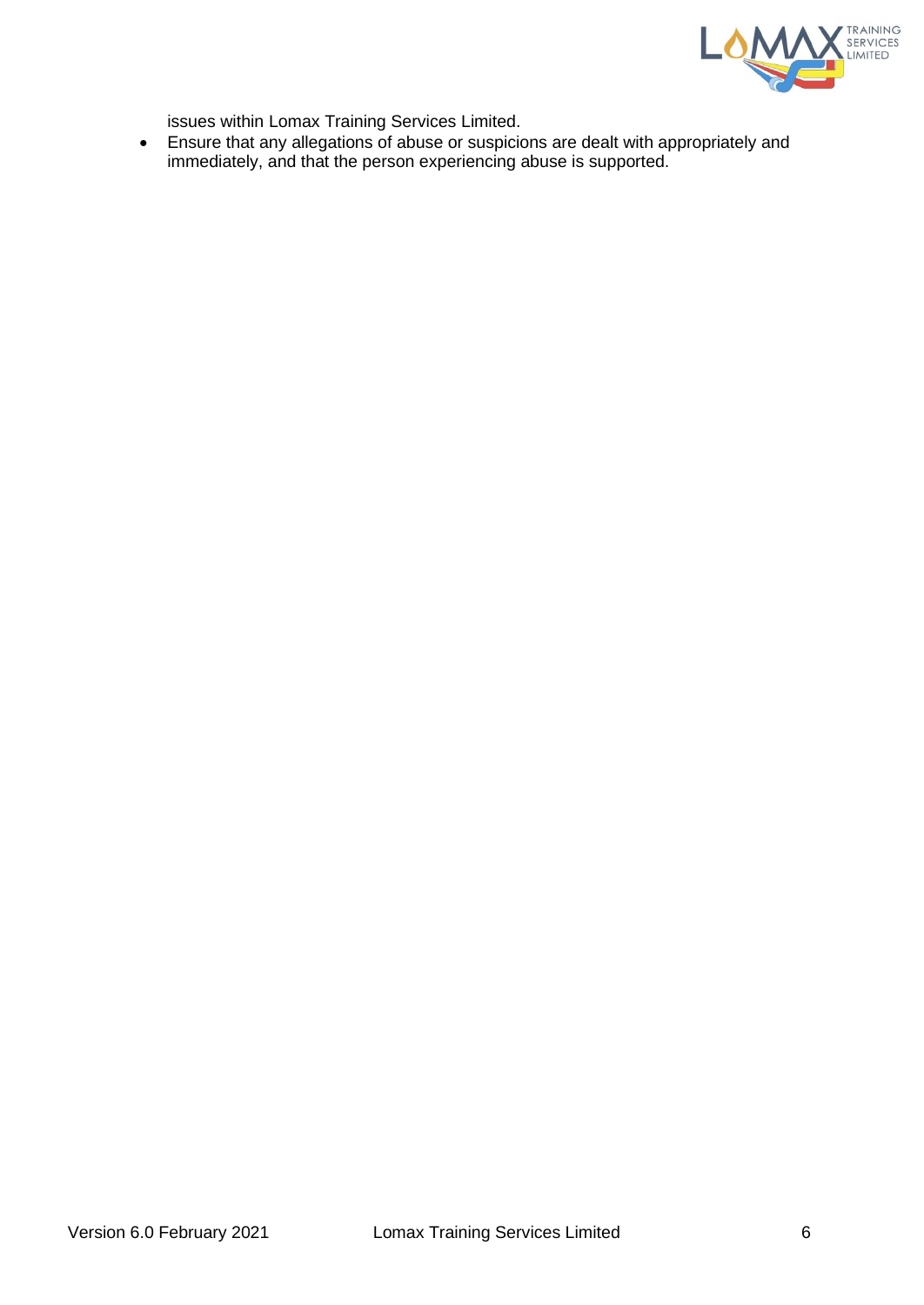issues within Lomax Training Services Limited.

- Ensure that any allegations of abuse or suspicions are dealt with appropriately and immediately, and that the person experiencing abuse is supported.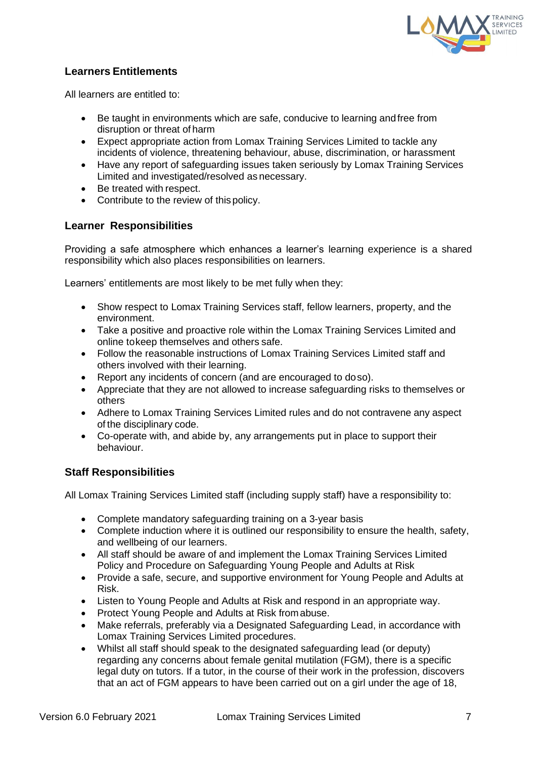### Learners Entitlements

All learners are entitled to:

- Be taught in environments which are safe, conducive to learning and free from disruption or threat of harm
- Expect appropriate action from Lomax Training Services Limited to tackle any incidents of violence, threatening behaviour, abuse, discrimination, or harassment
- Have any report of safeguarding issues taken seriously by Lomax Training Services Limited and investigated/resolved as necessary.
- Be treated with respect.
- Contribute to the review of this policy.

### Learner Responsibilities

Providing a safe atmosphere which enhances a learner's learning experience is a shared responsibility which also places responsibilities on learners.

Learners' entitlements are most likely to be met fully when they:

- Show respect to Lomax Training Services staff, fellow learners, property, and the environment.
- Take a positive and proactive role within the Lomax Training Services Limited and online to keep themselves and others safe.
- Follow the reasonable instructions of Lomax Training Services Limited staff and others involved with their learning.
- Report any incidents of concern (and are encouraged to do so).
- Appreciate that they are not allowed to increase safeguarding risks to themselves or others
- Adhere to Lomax Training Services Limited rules and do not contravene any aspect of the disciplinary code.
- Co-operate with, and abide by, any arrangements put in place to support their behaviour.

### Staff Responsibilities

All Lomax Training Services Limited staff (including supply staff) have a responsibility to:

- Complete mandatory safeguarding training on a 3-year basis
- Complete induction where it is outlined our responsibility to ensure the health, safety, and wellbeing of our learners.
- All staff should be aware of and implement the Lomax Training Services Limited Policy and Procedure on Safeguarding Young People and Adults at Risk
- Provide a safe, secure, and supportive environment for Young People and Adults at Risk.
- Listen to Young People and Adults at Risk and respond in an appropriate way.
- Protect Young People and Adults at Risk from abuse.
- Make referrals, preferably via a Designated Safeguarding Lead, in accordance with Lomax Training Services Limited procedures.
- Whilst all staff should speak to the designated safeguarding lead (or deputy) regarding any concerns about female genital mutilation (FGM), there is a specific legal duty on tutors. If a tutor, in the course of their work in the profession, discovers that an act of FGM appears to have been carried out on a girl under the age of 18,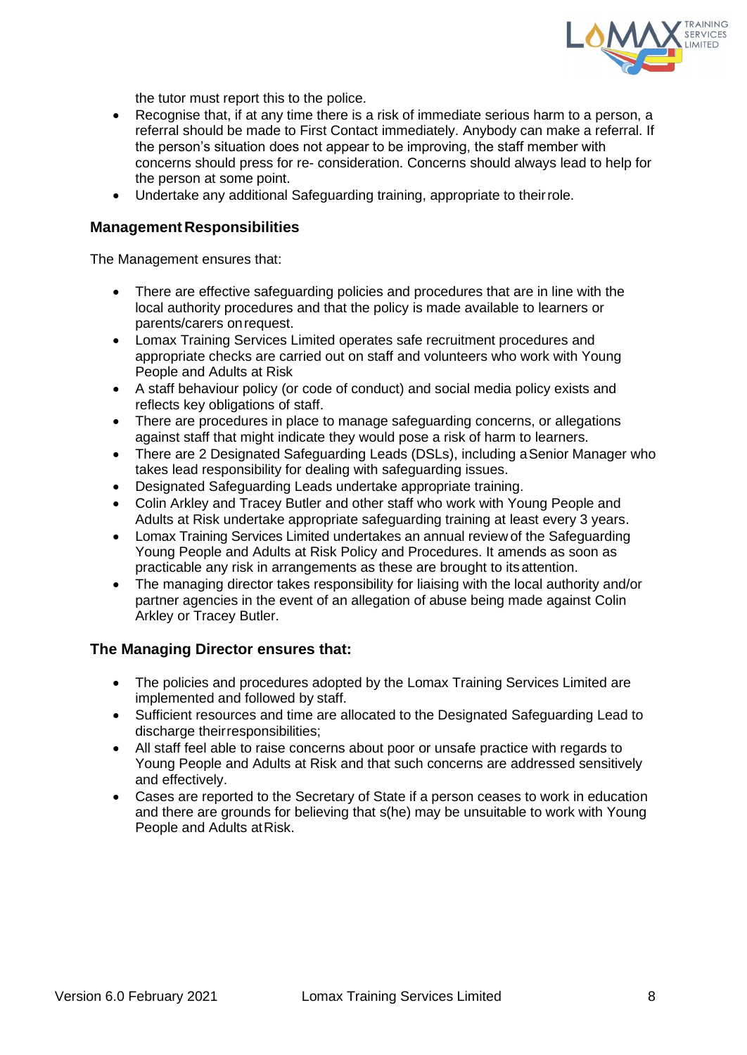the tutor must report this to the police.

- Recognise that, if at any time there is a risk of immediate serious harm to a person, a referral should be made to First Contact immediately. Anybody can make a referral. If the person's situation does not appear to be improving, the staff member with concerns should press for re- consideration. Concerns should always lead to help for the person at some point.
- Undertake any additional Safeguarding training, appropriate to their role.

### Management Responsibilities

The Management ensures that:

- There are effective safeguarding policies and procedures that are in line with the local authority procedures and that the policy is made available to learners or parents/carers on request.
- Lomax Training Services Limited operates safe recruitment procedures and appropriate checks are carried out on staff and volunteers who work with Young People and Adults at Risk
- A staff behaviour policy (or code of conduct) and social media policy exists and reflects key obligations of staff.
- There are procedures in place to manage safeguarding concerns, or allegations against staff that might indicate they would pose a risk of harm to learners.
- There are 2 Designated Safeguarding Leads (DSLs), including a Senior Manager who takes lead responsibility for dealing with safeguarding issues.
- Designated Safeguarding Leads undertake appropriate training.
- Colin Arkley and Tracey Butler and other staff who work with Young People and Adults at Risk undertake appropriate safeguarding training at least every 3 years.
- Lomax Training Services Limited undertakes an annual review of the Safeguarding Young People and Adults at Risk Policy and Procedures. It amends as soon as practicable any risk in arrangements as these are brought to its attention.
- The managing director takes responsibility for liaising with the local authority and/or partner agencies in the event of an allegation of abuse being made against Colin Arkley or Tracey Butler.

### The Managing Director ensures that:

- The policies and procedures adopted by the Lomax Training Services Limited are implemented and followed by staff.
- Sufficient resources and time are allocated to the Designated Safeguarding Lead to discharge their responsibilities;
- All staff feel able to raise concerns about poor or unsafe practice with regards to Young People and Adults at Risk and that such concerns are addressed sensitively and effectively.
- Cases are reported to the Secretary of State if a person ceases to work in education and there are grounds for believing that s(he) may be unsuitable to work with Young People and Adults at Risk.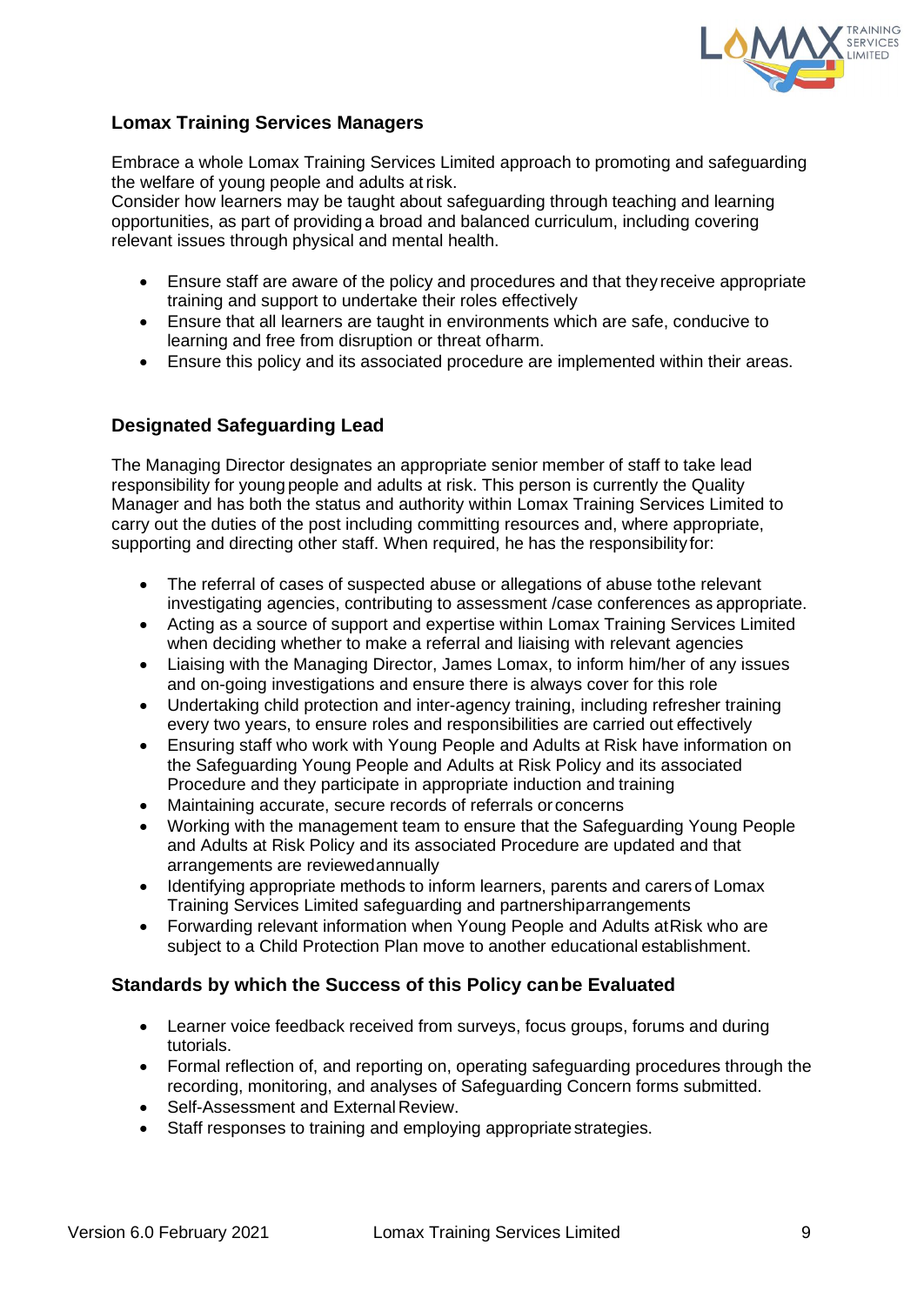### Lomax Training Services Managers

Embrace a whole Lomax Training Services Limited approach to promoting and safeguarding the welfare of young people and adults at risk.
Consider how learners may be taught about safeguarding through teaching and learning opportunities, as part of providing a broad and balanced curriculum, including covering relevant issues through physical and mental health.

- Ensure staff are aware of the policy and procedures and that they receive appropriate training and support to undertake their roles effectively
- Ensure that all learners are taught in environments which are safe, conducive to learning and free from disruption or threat of harm.
- Ensure this policy and its associated procedure are implemented within their areas.

### Designated Safeguarding Lead

The Managing Director designates an appropriate senior member of staff to take lead responsibility for young people and adults at risk. This person is currently the Quality Manager and has both the status and authority within Lomax Training Services Limited to carry out the duties of the post including committing resources and, where appropriate, supporting and directing other staff. When required, he has the responsibility for:

- The referral of cases of suspected abuse or allegations of abuse to the relevant investigating agencies, contributing to assessment /case conferences as appropriate.
- Acting as a source of support and expertise within Lomax Training Services Limited when deciding whether to make a referral and liaising with relevant agencies
- Liaising with the Managing Director, James Lomax, to inform him/her of any issues and on-going investigations and ensure there is always cover for this role
- Undertaking child protection and inter-agency training, including refresher training every two years, to ensure roles and responsibilities are carried out effectively
- Ensuring staff who work with Young People and Adults at Risk have information on the Safeguarding Young People and Adults at Risk Policy and its associated Procedure and they participate in appropriate induction and training
- Maintaining accurate, secure records of referrals or concerns
- Working with the management team to ensure that the Safeguarding Young People and Adults at Risk Policy and its associated Procedure are updated and that arrangements are reviewed annually
- Identifying appropriate methods to inform learners, parents and carers of Lomax Training Services Limited safeguarding and partnership arrangements
- Forwarding relevant information when Young People and Adults at Risk who are subject to a Child Protection Plan move to another educational establishment.

### Standards by which the Success of this Policy can be Evaluated

- Learner voice feedback received from surveys, focus groups, forums and during tutorials.
- Formal reflection of, and reporting on, operating safeguarding procedures through the recording, monitoring, and analyses of Safeguarding Concern forms submitted.
- Self-Assessment and External Review.
- Staff responses to training and employing appropriate strategies.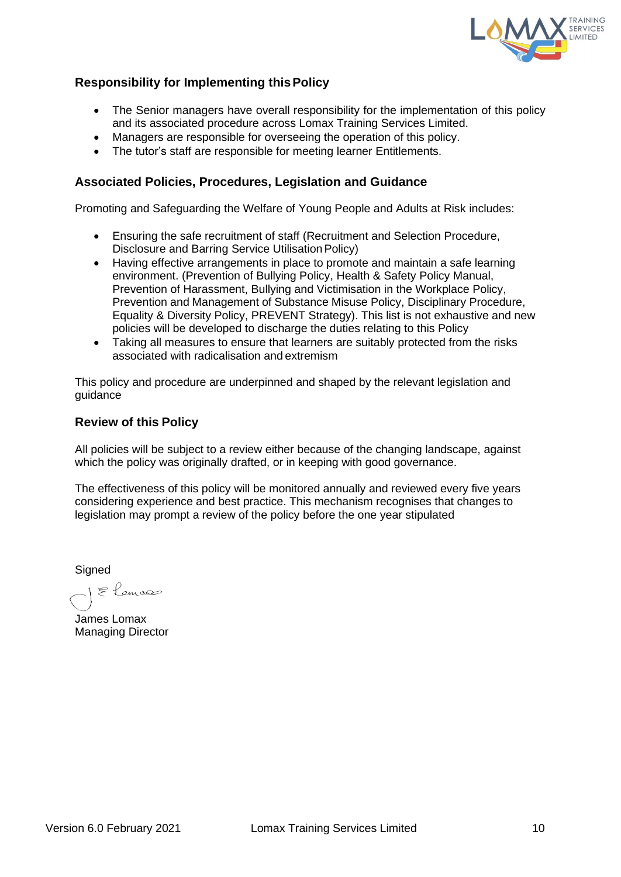## Responsibility for Implementing this Policy

- The Senior managers have overall responsibility for the implementation of this policy and its associated procedure across Lomax Training Services Limited.
- Managers are responsible for overseeing the operation of this policy.
- The tutor's staff are responsible for meeting learner Entitlements.

## Associated Policies, Procedures, Legislation and Guidance

Promoting and Safeguarding the Welfare of Young People and Adults at Risk includes:

- Ensuring the safe recruitment of staff (Recruitment and Selection Procedure, Disclosure and Barring Service Utilisation Policy)
- Having effective arrangements in place to promote and maintain a safe learning environment. (Prevention of Bullying Policy, Health & Safety Policy Manual, Prevention of Harassment, Bullying and Victimisation in the Workplace Policy, Prevention and Management of Substance Misuse Policy, Disciplinary Procedure, Equality & Diversity Policy, PREVENT Strategy). This list is not exhaustive and new policies will be developed to discharge the duties relating to this Policy
- Taking all measures to ensure that learners are suitably protected from the risks associated with radicalisation and extremism

This policy and procedure are underpinned and shaped by the relevant legislation and guidance

## Review of this Policy

All policies will be subject to a review either because of the changing landscape, against which the policy was originally drafted, or in keeping with good governance.

The effectiveness of this policy will be monitored annually and reviewed every five years considering experience and best practice. This mechanism recognises that changes to legislation may prompt a review of the policy before the one year stipulated

Signed

James Lomax
Managing Director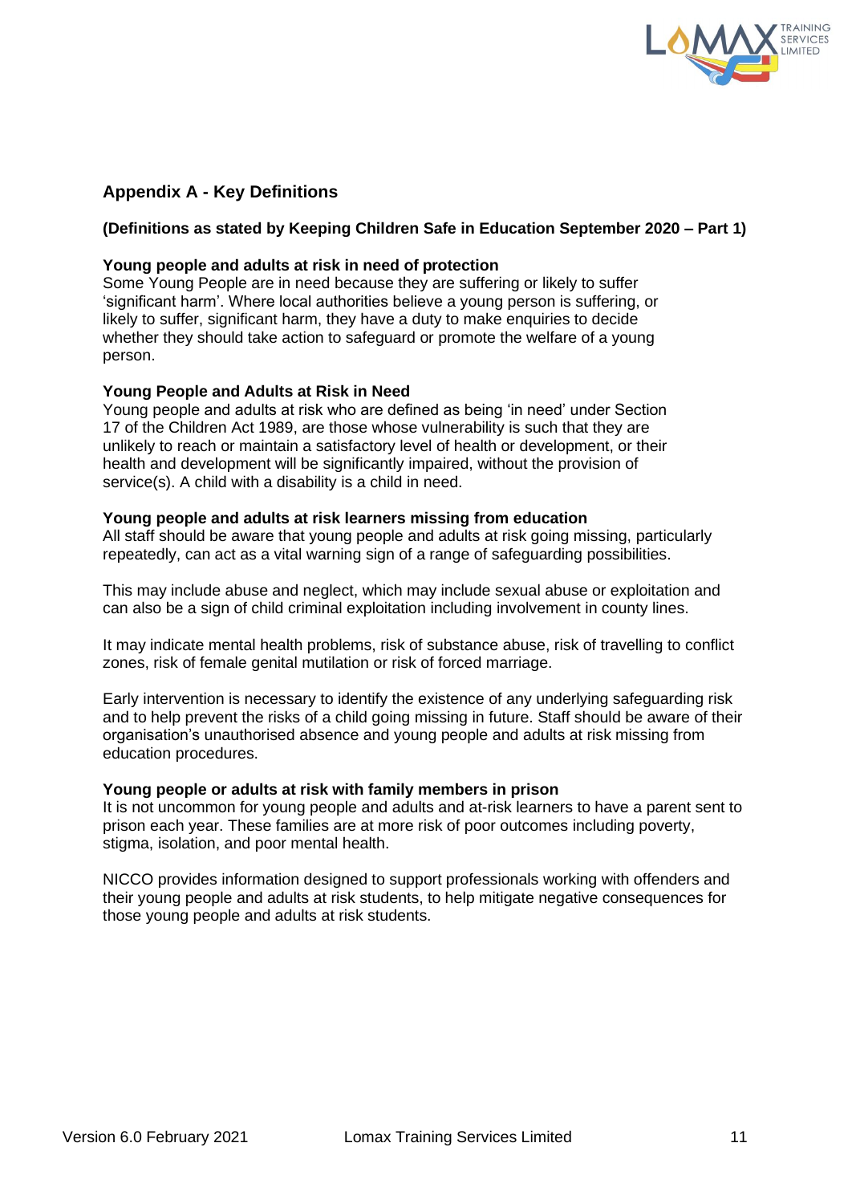## Appendix A - Key Definitions

**(Definitions as stated by Keeping Children Safe in Education September 2020 – Part 1)**

**Young people and adults at risk in need of protection**
Some Young People are in need because they are suffering or likely to suffer 'significant harm'. Where local authorities believe a young person is suffering, or likely to suffer, significant harm, they have a duty to make enquiries to decide whether they should take action to safeguard or promote the welfare of a young person.

**Young People and Adults at Risk in Need**
Young people and adults at risk who are defined as being 'in need' under Section 17 of the Children Act 1989, are those whose vulnerability is such that they are unlikely to reach or maintain a satisfactory level of health or development, or their health and development will be significantly impaired, without the provision of service(s). A child with a disability is a child in need.

**Young people and adults at risk learners missing from education**
All staff should be aware that young people and adults at risk going missing, particularly repeatedly, can act as a vital warning sign of a range of safeguarding possibilities.

This may include abuse and neglect, which may include sexual abuse or exploitation and can also be a sign of child criminal exploitation including involvement in county lines.

It may indicate mental health problems, risk of substance abuse, risk of travelling to conflict zones, risk of female genital mutilation or risk of forced marriage.

Early intervention is necessary to identify the existence of any underlying safeguarding risk and to help prevent the risks of a child going missing in future. Staff should be aware of their organisation's unauthorised absence and young people and adults at risk missing from education procedures.

**Young people or adults at risk with family members in prison**
It is not uncommon for young people and adults and at-risk learners to have a parent sent to prison each year. These families are at more risk of poor outcomes including poverty, stigma, isolation, and poor mental health.

NICCO provides information designed to support professionals working with offenders and their young people and adults at risk students, to help mitigate negative consequences for those young people and adults at risk students.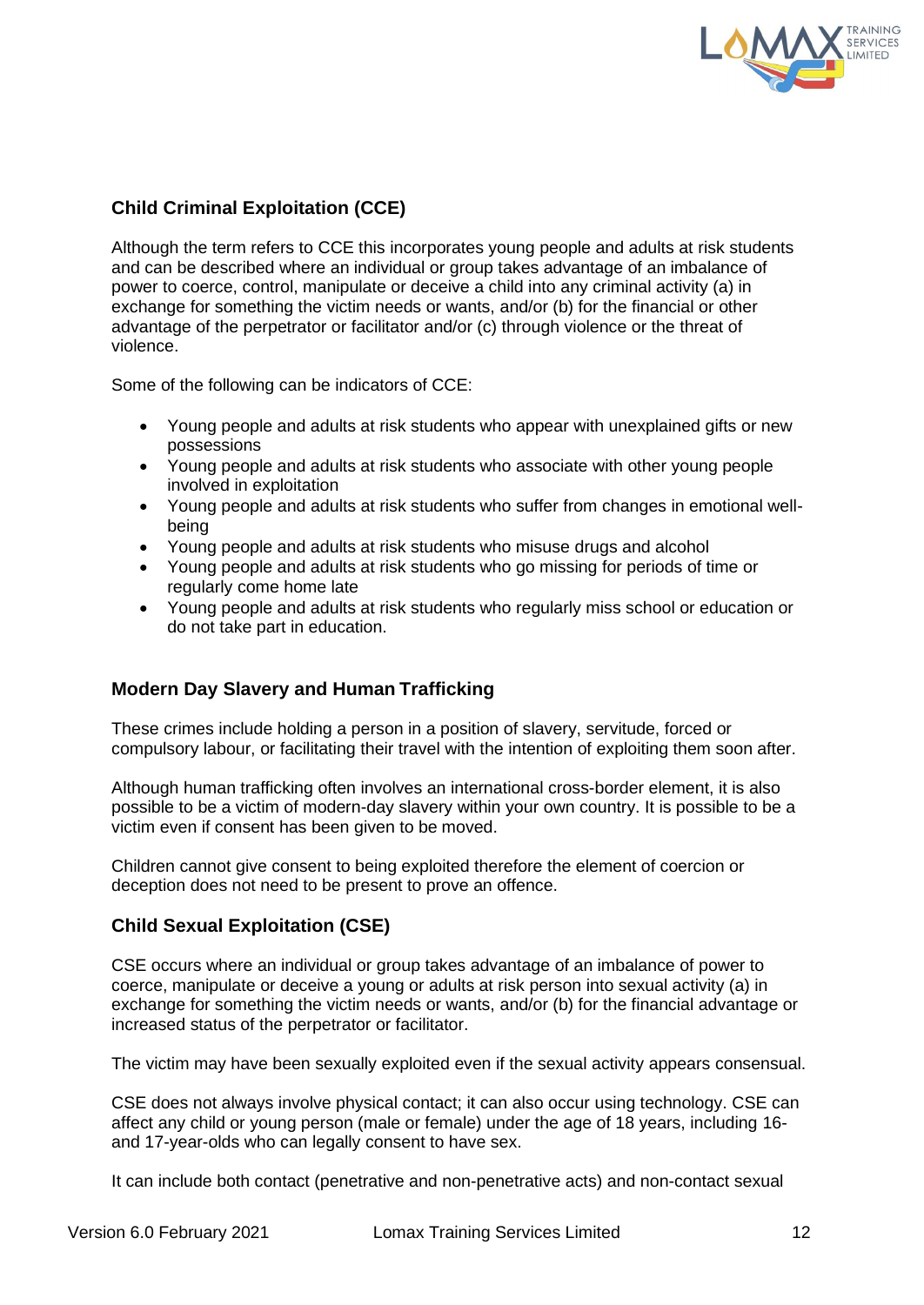## Child Criminal Exploitation (CCE)

Although the term refers to CCE this incorporates young people and adults at risk students and can be described where an individual or group takes advantage of an imbalance of power to coerce, control, manipulate or deceive a child into any criminal activity (a) in exchange for something the victim needs or wants, and/or (b) for the financial or other advantage of the perpetrator or facilitator and/or (c) through violence or the threat of violence.

Some of the following can be indicators of CCE:

- Young people and adults at risk students who appear with unexplained gifts or new possessions
- Young people and adults at risk students who associate with other young people involved in exploitation
- Young people and adults at risk students who suffer from changes in emotional well-being
- Young people and adults at risk students who misuse drugs and alcohol
- Young people and adults at risk students who go missing for periods of time or regularly come home late
- Young people and adults at risk students who regularly miss school or education or do not take part in education.

## Modern Day Slavery and Human Trafficking

These crimes include holding a person in a position of slavery, servitude, forced or compulsory labour, or facilitating their travel with the intention of exploiting them soon after.

Although human trafficking often involves an international cross-border element, it is also possible to be a victim of modern-day slavery within your own country. It is possible to be a victim even if consent has been given to be moved.

Children cannot give consent to being exploited therefore the element of coercion or deception does not need to be present to prove an offence.

## Child Sexual Exploitation (CSE)

CSE occurs where an individual or group takes advantage of an imbalance of power to coerce, manipulate or deceive a young or adults at risk person into sexual activity (a) in exchange for something the victim needs or wants, and/or (b) for the financial advantage or increased status of the perpetrator or facilitator.

The victim may have been sexually exploited even if the sexual activity appears consensual.

CSE does not always involve physical contact; it can also occur using technology. CSE can affect any child or young person (male or female) under the age of 18 years, including 16- and 17-year-olds who can legally consent to have sex.

It can include both contact (penetrative and non-penetrative acts) and non-contact sexual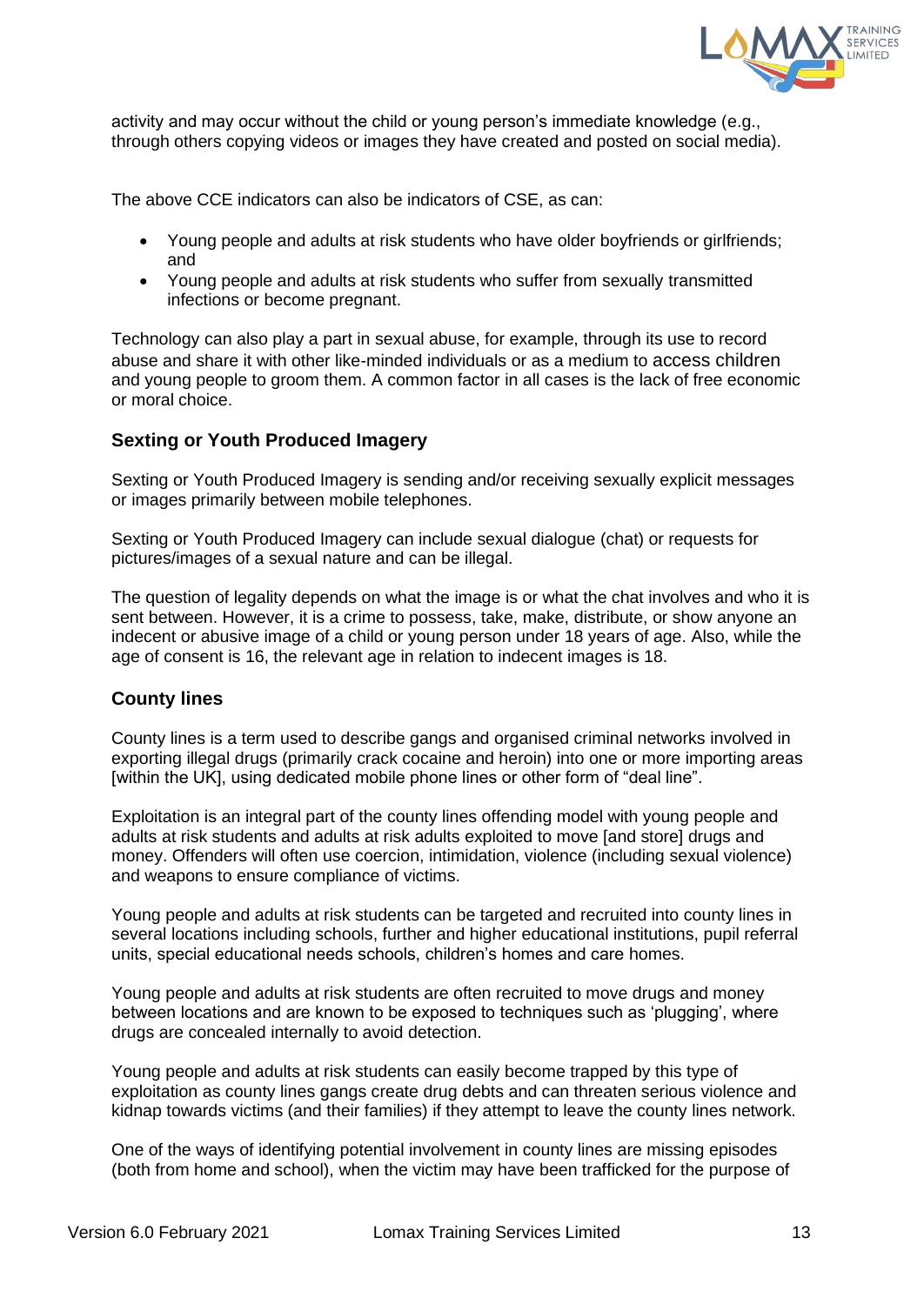activity and may occur without the child or young person's immediate knowledge (e.g., through others copying videos or images they have created and posted on social media).

The above CCE indicators can also be indicators of CSE, as can:

- Young people and adults at risk students who have older boyfriends or girlfriends; and
- Young people and adults at risk students who suffer from sexually transmitted infections or become pregnant.

Technology can also play a part in sexual abuse, for example, through its use to record abuse and share it with other like-minded individuals or as a medium to access children and young people to groom them. A common factor in all cases is the lack of free economic or moral choice.

### Sexting or Youth Produced Imagery

Sexting or Youth Produced Imagery is sending and/or receiving sexually explicit messages or images primarily between mobile telephones.

Sexting or Youth Produced Imagery can include sexual dialogue (chat) or requests for pictures/images of a sexual nature and can be illegal.

The question of legality depends on what the image is or what the chat involves and who it is sent between. However, it is a crime to possess, take, make, distribute, or show anyone an indecent or abusive image of a child or young person under 18 years of age. Also, while the age of consent is 16, the relevant age in relation to indecent images is 18.

### County lines

County lines is a term used to describe gangs and organised criminal networks involved in exporting illegal drugs (primarily crack cocaine and heroin) into one or more importing areas [within the UK], using dedicated mobile phone lines or other form of "deal line".

Exploitation is an integral part of the county lines offending model with young people and adults at risk students and adults at risk adults exploited to move [and store] drugs and money. Offenders will often use coercion, intimidation, violence (including sexual violence) and weapons to ensure compliance of victims.

Young people and adults at risk students can be targeted and recruited into county lines in several locations including schools, further and higher educational institutions, pupil referral units, special educational needs schools, children's homes and care homes.

Young people and adults at risk students are often recruited to move drugs and money between locations and are known to be exposed to techniques such as 'plugging', where drugs are concealed internally to avoid detection.

Young people and adults at risk students can easily become trapped by this type of exploitation as county lines gangs create drug debts and can threaten serious violence and kidnap towards victims (and their families) if they attempt to leave the county lines network.

One of the ways of identifying potential involvement in county lines are missing episodes (both from home and school), when the victim may have been trafficked for the purpose of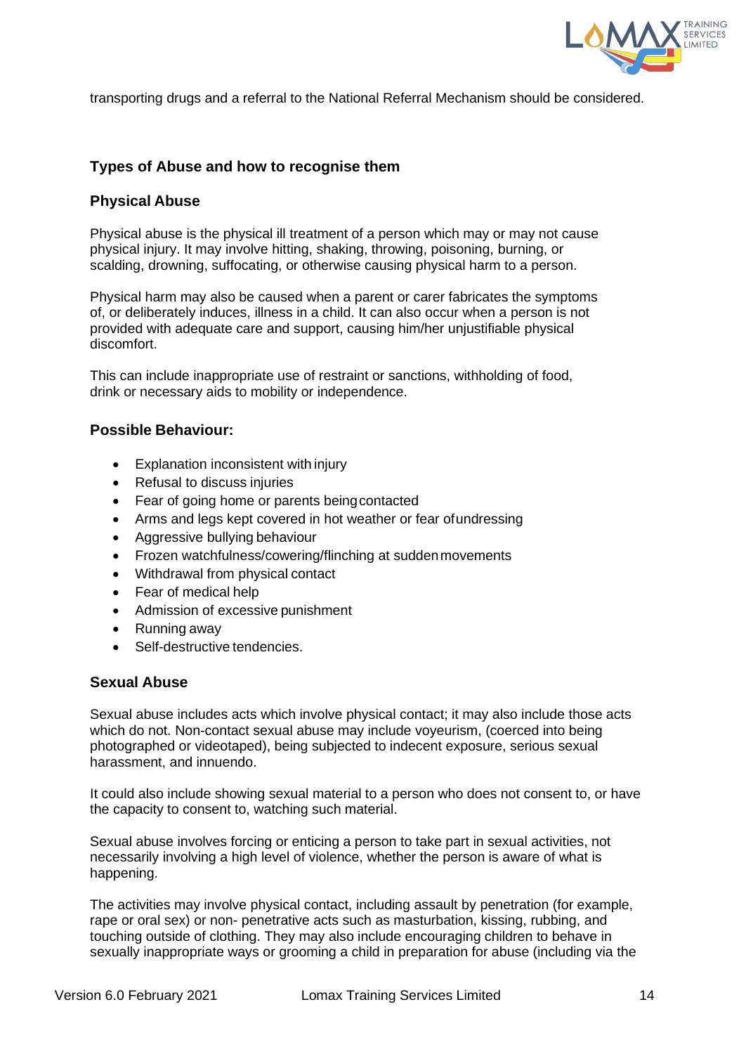transporting drugs and a referral to the National Referral Mechanism should be considered.

## Types of Abuse and how to recognise them

### Physical Abuse

Physical abuse is the physical ill treatment of a person which may or may not cause physical injury. It may involve hitting, shaking, throwing, poisoning, burning, or scalding, drowning, suffocating, or otherwise causing physical harm to a person.

Physical harm may also be caused when a parent or carer fabricates the symptoms of, or deliberately induces, illness in a child. It can also occur when a person is not provided with adequate care and support, causing him/her unjustifiable physical discomfort.

This can include inappropriate use of restraint or sanctions, withholding of food, drink or necessary aids to mobility or independence.

### Possible Behaviour:

- Explanation inconsistent with injury
- Refusal to discuss injuries
- Fear of going home or parents being contacted
- Arms and legs kept covered in hot weather or fear of undressing
- Aggressive bullying behaviour
- Frozen watchfulness/cowering/flinching at sudden movements
- Withdrawal from physical contact
- Fear of medical help
- Admission of excessive punishment
- Running away
- Self-destructive tendencies.

### Sexual Abuse

Sexual abuse includes acts which involve physical contact; it may also include those acts which do not. Non-contact sexual abuse may include voyeurism, (coerced into being photographed or videotaped), being subjected to indecent exposure, serious sexual harassment, and innuendo.

It could also include showing sexual material to a person who does not consent to, or have the capacity to consent to, watching such material.

Sexual abuse involves forcing or enticing a person to take part in sexual activities, not necessarily involving a high level of violence, whether the person is aware of what is happening.

The activities may involve physical contact, including assault by penetration (for example, rape or oral sex) or non- penetrative acts such as masturbation, kissing, rubbing, and touching outside of clothing. They may also include encouraging children to behave in sexually inappropriate ways or grooming a child in preparation for abuse (including via the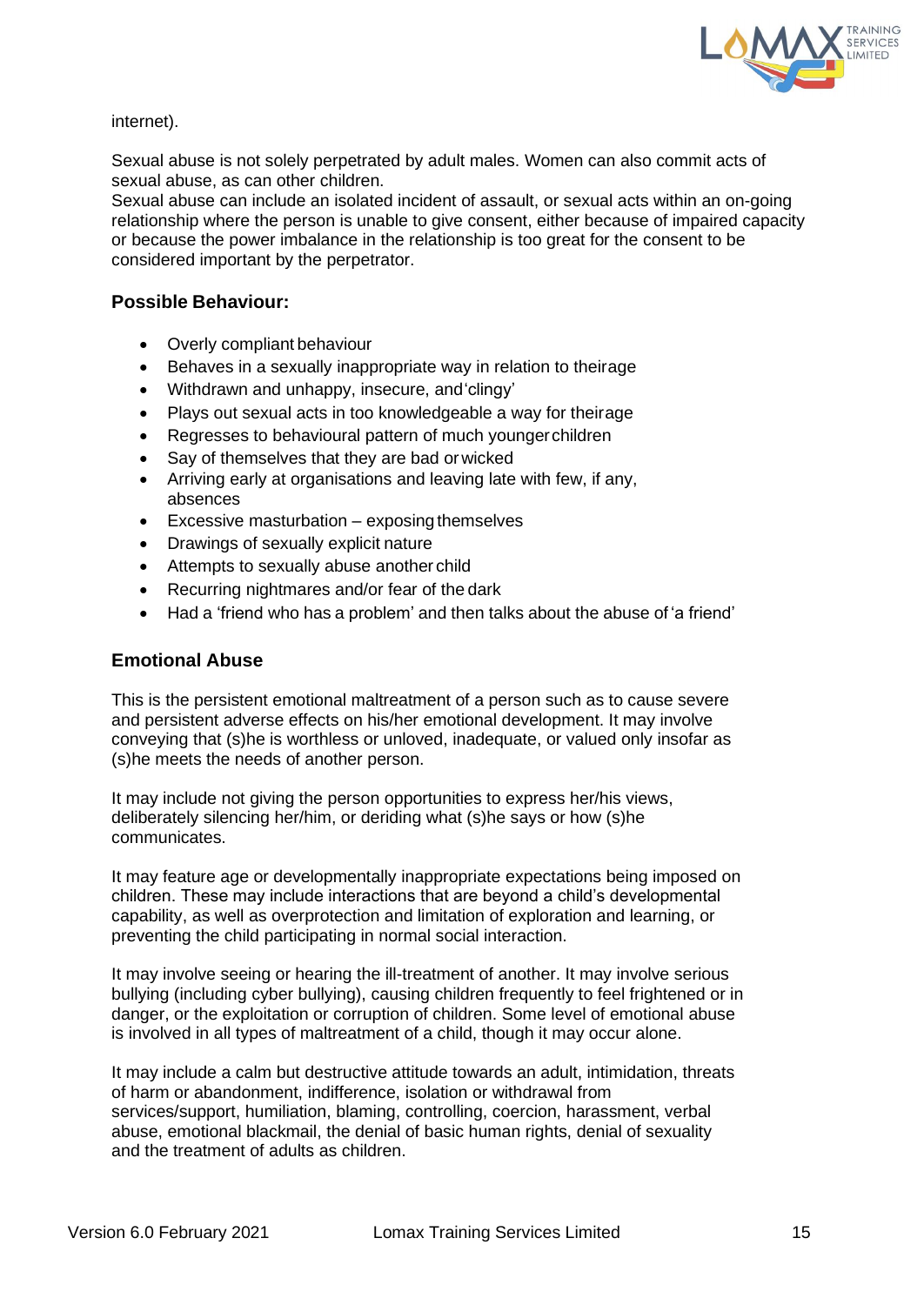internet).

Sexual abuse is not solely perpetrated by adult males. Women can also commit acts of sexual abuse, as can other children.
Sexual abuse can include an isolated incident of assault, or sexual acts within an on-going relationship where the person is unable to give consent, either because of impaired capacity or because the power imbalance in the relationship is too great for the consent to be considered important by the perpetrator.

### Possible Behaviour:

- Overly compliant behaviour
- Behaves in a sexually inappropriate way in relation to their age
- Withdrawn and unhappy, insecure, and 'clingy'
- Plays out sexual acts in too knowledgeable a way for their age
- Regresses to behavioural pattern of much younger children
- Say of themselves that they are bad or wicked
- Arriving early at organisations and leaving late with few, if any, absences
- Excessive masturbation – exposing themselves
- Drawings of sexually explicit nature
- Attempts to sexually abuse another child
- Recurring nightmares and/or fear of the dark
- Had a 'friend who has a problem' and then talks about the abuse of 'a friend'

### Emotional Abuse

This is the persistent emotional maltreatment of a person such as to cause severe and persistent adverse effects on his/her emotional development. It may involve conveying that (s)he is worthless or unloved, inadequate, or valued only insofar as (s)he meets the needs of another person.

It may include not giving the person opportunities to express her/his views, deliberately silencing her/him, or deriding what (s)he says or how (s)he communicates.

It may feature age or developmentally inappropriate expectations being imposed on children. These may include interactions that are beyond a child's developmental capability, as well as overprotection and limitation of exploration and learning, or preventing the child participating in normal social interaction.

It may involve seeing or hearing the ill-treatment of another. It may involve serious bullying (including cyber bullying), causing children frequently to feel frightened or in danger, or the exploitation or corruption of children. Some level of emotional abuse is involved in all types of maltreatment of a child, though it may occur alone.

It may include a calm but destructive attitude towards an adult, intimidation, threats of harm or abandonment, indifference, isolation or withdrawal from services/support, humiliation, blaming, controlling, coercion, harassment, verbal abuse, emotional blackmail, the denial of basic human rights, denial of sexuality and the treatment of adults as children.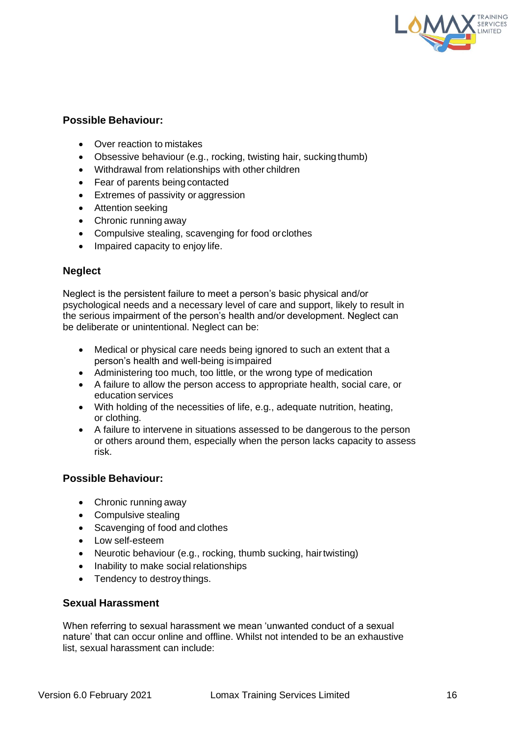**Possible Behaviour:**

- Over reaction to mistakes
- Obsessive behaviour (e.g., rocking, twisting hair, sucking thumb)
- Withdrawal from relationships with other children
- Fear of parents being contacted
- Extremes of passivity or aggression
- Attention seeking
- Chronic running away
- Compulsive stealing, scavenging for food or clothes
- Impaired capacity to enjoy life.

## Neglect

Neglect is the persistent failure to meet a person's basic physical and/or psychological needs and a necessary level of care and support, likely to result in the serious impairment of the person's health and/or development. Neglect can be deliberate or unintentional. Neglect can be:

- Medical or physical care needs being ignored to such an extent that a person's health and well-being is impaired
- Administering too much, too little, or the wrong type of medication
- A failure to allow the person access to appropriate health, social care, or education services
- With holding of the necessities of life, e.g., adequate nutrition, heating, or clothing.
- A failure to intervene in situations assessed to be dangerous to the person or others around them, especially when the person lacks capacity to assess risk.

**Possible Behaviour:**

- Chronic running away
- Compulsive stealing
- Scavenging of food and clothes
- Low self-esteem
- Neurotic behaviour (e.g., rocking, thumb sucking, hair twisting)
- Inability to make social relationships
- Tendency to destroy things.

## Sexual Harassment

When referring to sexual harassment we mean 'unwanted conduct of a sexual nature' that can occur online and offline. Whilst not intended to be an exhaustive list, sexual harassment can include: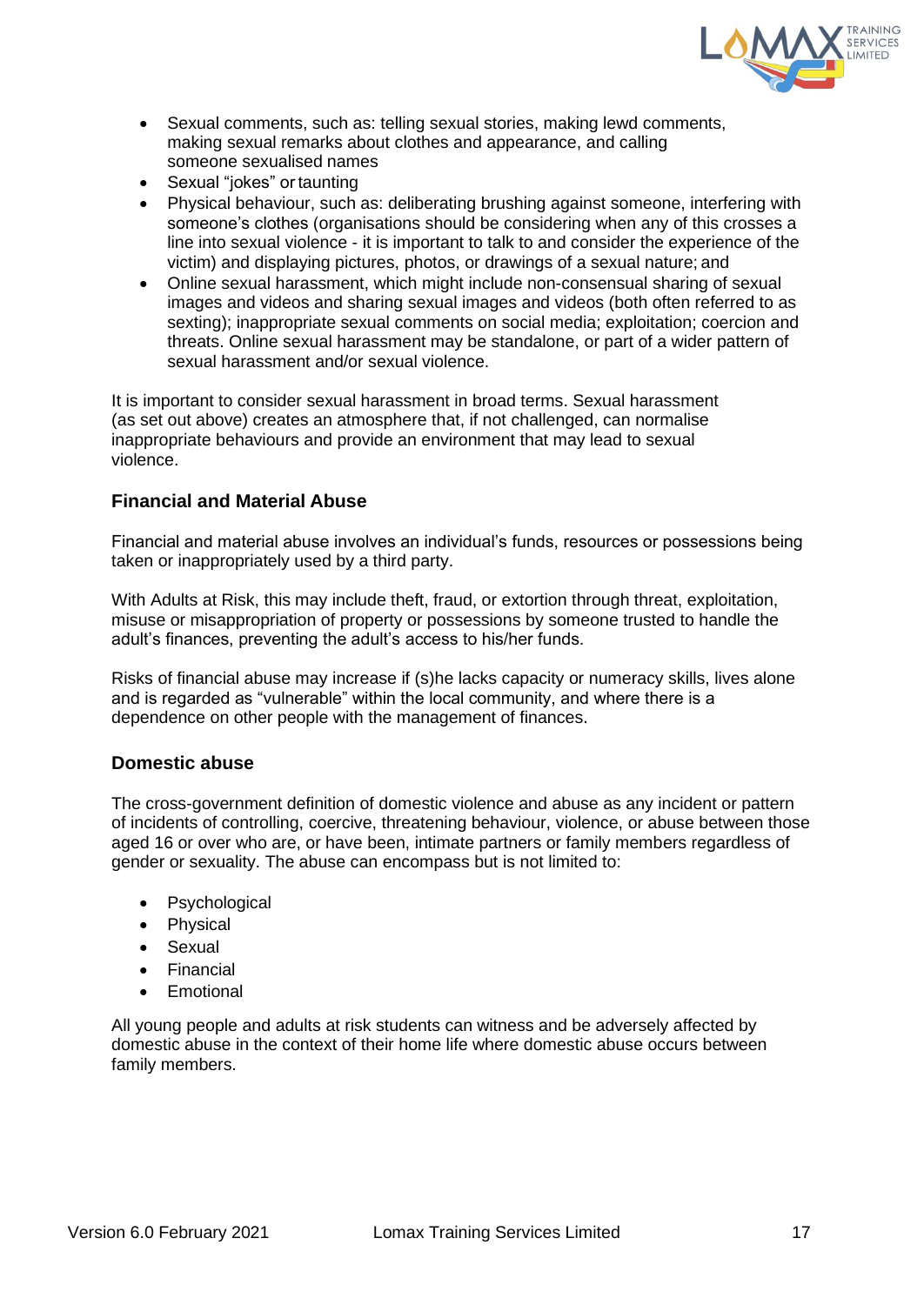- Sexual comments, such as: telling sexual stories, making lewd comments, making sexual remarks about clothes and appearance, and calling someone sexualised names
- Sexual "jokes" or taunting
- Physical behaviour, such as: deliberating brushing against someone, interfering with someone's clothes (organisations should be considering when any of this crosses a line into sexual violence - it is important to talk to and consider the experience of the victim) and displaying pictures, photos, or drawings of a sexual nature; and
- Online sexual harassment, which might include non-consensual sharing of sexual images and videos and sharing sexual images and videos (both often referred to as sexting); inappropriate sexual comments on social media; exploitation; coercion and threats. Online sexual harassment may be standalone, or part of a wider pattern of sexual harassment and/or sexual violence.

It is important to consider sexual harassment in broad terms. Sexual harassment (as set out above) creates an atmosphere that, if not challenged, can normalise inappropriate behaviours and provide an environment that may lead to sexual violence.

### Financial and Material Abuse

Financial and material abuse involves an individual's funds, resources or possessions being taken or inappropriately used by a third party.

With Adults at Risk, this may include theft, fraud, or extortion through threat, exploitation, misuse or misappropriation of property or possessions by someone trusted to handle the adult's finances, preventing the adult's access to his/her funds.

Risks of financial abuse may increase if (s)he lacks capacity or numeracy skills, lives alone and is regarded as "vulnerable" within the local community, and where there is a dependence on other people with the management of finances.

### Domestic abuse

The cross-government definition of domestic violence and abuse as any incident or pattern of incidents of controlling, coercive, threatening behaviour, violence, or abuse between those aged 16 or over who are, or have been, intimate partners or family members regardless of gender or sexuality. The abuse can encompass but is not limited to:

- Psychological
- Physical
- Sexual
- Financial
- Emotional

All young people and adults at risk students can witness and be adversely affected by domestic abuse in the context of their home life where domestic abuse occurs between family members.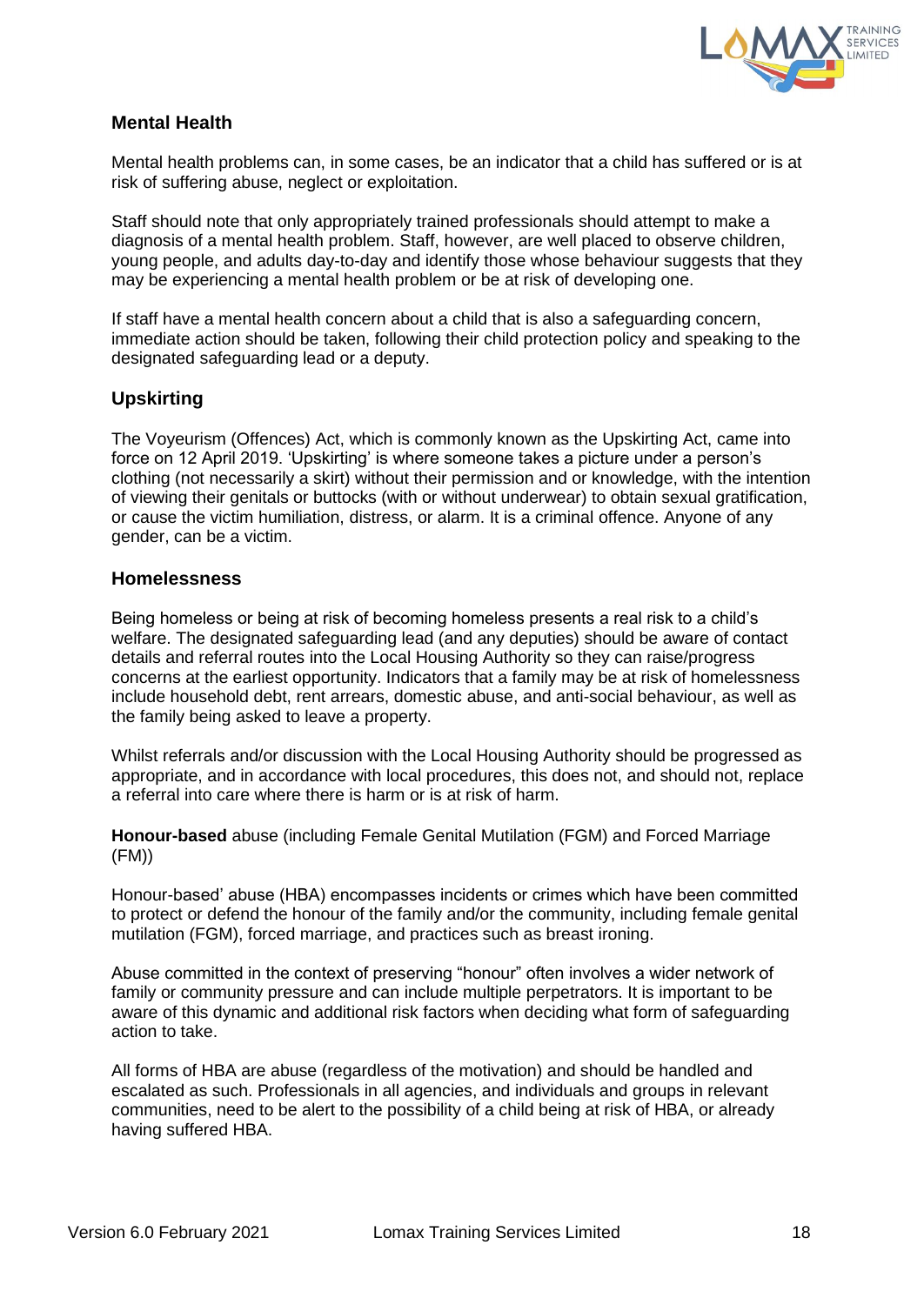### Mental Health

Mental health problems can, in some cases, be an indicator that a child has suffered or is at risk of suffering abuse, neglect or exploitation.

Staff should note that only appropriately trained professionals should attempt to make a diagnosis of a mental health problem. Staff, however, are well placed to observe children, young people, and adults day-to-day and identify those whose behaviour suggests that they may be experiencing a mental health problem or be at risk of developing one.

If staff have a mental health concern about a child that is also a safeguarding concern, immediate action should be taken, following their child protection policy and speaking to the designated safeguarding lead or a deputy.

### Upskirting

The Voyeurism (Offences) Act, which is commonly known as the Upskirting Act, came into force on 12 April 2019. 'Upskirting' is where someone takes a picture under a person's clothing (not necessarily a skirt) without their permission and or knowledge, with the intention of viewing their genitals or buttocks (with or without underwear) to obtain sexual gratification, or cause the victim humiliation, distress, or alarm. It is a criminal offence. Anyone of any gender, can be a victim.

### Homelessness

Being homeless or being at risk of becoming homeless presents a real risk to a child's welfare. The designated safeguarding lead (and any deputies) should be aware of contact details and referral routes into the Local Housing Authority so they can raise/progress concerns at the earliest opportunity. Indicators that a family may be at risk of homelessness include household debt, rent arrears, domestic abuse, and anti-social behaviour, as well as the family being asked to leave a property.

Whilst referrals and/or discussion with the Local Housing Authority should be progressed as appropriate, and in accordance with local procedures, this does not, and should not, replace a referral into care where there is harm or is at risk of harm.

**Honour-based** abuse (including Female Genital Mutilation (FGM) and Forced Marriage (FM))

Honour-based' abuse (HBA) encompasses incidents or crimes which have been committed to protect or defend the honour of the family and/or the community, including female genital mutilation (FGM), forced marriage, and practices such as breast ironing.

Abuse committed in the context of preserving "honour" often involves a wider network of family or community pressure and can include multiple perpetrators. It is important to be aware of this dynamic and additional risk factors when deciding what form of safeguarding action to take.

All forms of HBA are abuse (regardless of the motivation) and should be handled and escalated as such. Professionals in all agencies, and individuals and groups in relevant communities, need to be alert to the possibility of a child being at risk of HBA, or already having suffered HBA.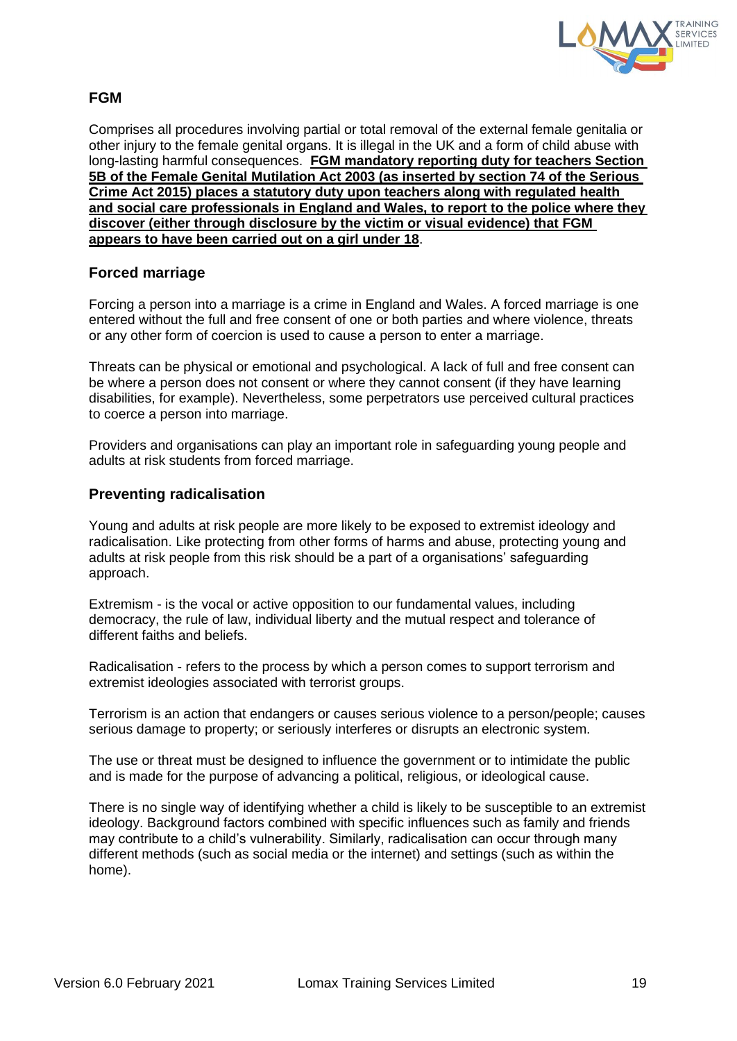### FGM

Comprises all procedures involving partial or total removal of the external female genitalia or other injury to the female genital organs. It is illegal in the UK and a form of child abuse with long-lasting harmful consequences. **FGM mandatory reporting duty for teachers Section 5B of the Female Genital Mutilation Act 2003 (as inserted by section 74 of the Serious Crime Act 2015) places a statutory duty upon teachers along with regulated health and social care professionals in England and Wales, to report to the police where they discover (either through disclosure by the victim or visual evidence) that FGM appears to have been carried out on a girl under 18**.

### Forced marriage

Forcing a person into a marriage is a crime in England and Wales. A forced marriage is one entered without the full and free consent of one or both parties and where violence, threats or any other form of coercion is used to cause a person to enter a marriage.

Threats can be physical or emotional and psychological. A lack of full and free consent can be where a person does not consent or where they cannot consent (if they have learning disabilities, for example). Nevertheless, some perpetrators use perceived cultural practices to coerce a person into marriage.

Providers and organisations can play an important role in safeguarding young people and adults at risk students from forced marriage.

### Preventing radicalisation

Young and adults at risk people are more likely to be exposed to extremist ideology and radicalisation. Like protecting from other forms of harms and abuse, protecting young and adults at risk people from this risk should be a part of a organisations' safeguarding approach.

Extremism - is the vocal or active opposition to our fundamental values, including democracy, the rule of law, individual liberty and the mutual respect and tolerance of different faiths and beliefs.

Radicalisation - refers to the process by which a person comes to support terrorism and extremist ideologies associated with terrorist groups.

Terrorism is an action that endangers or causes serious violence to a person/people; causes serious damage to property; or seriously interferes or disrupts an electronic system.

The use or threat must be designed to influence the government or to intimidate the public and is made for the purpose of advancing a political, religious, or ideological cause.

There is no single way of identifying whether a child is likely to be susceptible to an extremist ideology. Background factors combined with specific influences such as family and friends may contribute to a child's vulnerability. Similarly, radicalisation can occur through many different methods (such as social media or the internet) and settings (such as within the home).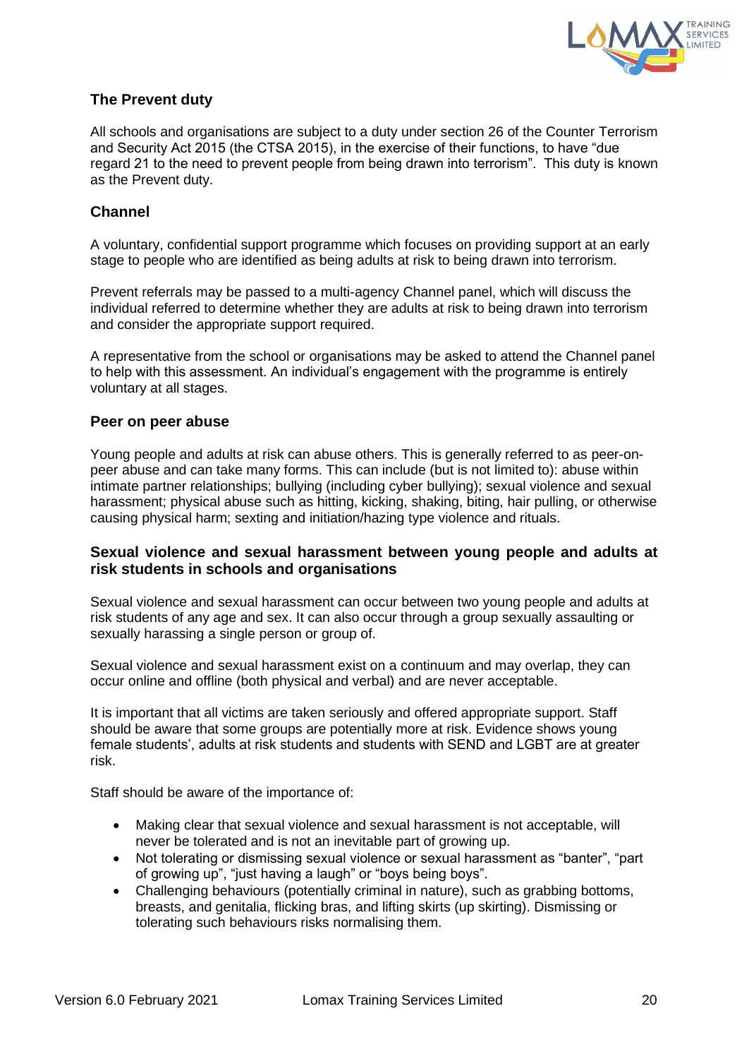### The Prevent duty

All schools and organisations are subject to a duty under section 26 of the Counter Terrorism and Security Act 2015 (the CTSA 2015), in the exercise of their functions, to have "due regard 21 to the need to prevent people from being drawn into terrorism". This duty is known as the Prevent duty.

### Channel

A voluntary, confidential support programme which focuses on providing support at an early stage to people who are identified as being adults at risk to being drawn into terrorism.

Prevent referrals may be passed to a multi-agency Channel panel, which will discuss the individual referred to determine whether they are adults at risk to being drawn into terrorism and consider the appropriate support required.

A representative from the school or organisations may be asked to attend the Channel panel to help with this assessment. An individual's engagement with the programme is entirely voluntary at all stages.

### Peer on peer abuse

Young people and adults at risk can abuse others. This is generally referred to as peer-on-peer abuse and can take many forms. This can include (but is not limited to): abuse within intimate partner relationships; bullying (including cyber bullying); sexual violence and sexual harassment; physical abuse such as hitting, kicking, shaking, biting, hair pulling, or otherwise causing physical harm; sexting and initiation/hazing type violence and rituals.

### Sexual violence and sexual harassment between young people and adults at risk students in schools and organisations

Sexual violence and sexual harassment can occur between two young people and adults at risk students of any age and sex. It can also occur through a group sexually assaulting or sexually harassing a single person or group of.

Sexual violence and sexual harassment exist on a continuum and may overlap, they can occur online and offline (both physical and verbal) and are never acceptable.

It is important that all victims are taken seriously and offered appropriate support. Staff should be aware that some groups are potentially more at risk. Evidence shows young female students', adults at risk students and students with SEND and LGBT are at greater risk.

Staff should be aware of the importance of:

- Making clear that sexual violence and sexual harassment is not acceptable, will never be tolerated and is not an inevitable part of growing up.
- Not tolerating or dismissing sexual violence or sexual harassment as "banter", "part of growing up", "just having a laugh" or "boys being boys".
- Challenging behaviours (potentially criminal in nature), such as grabbing bottoms, breasts, and genitalia, flicking bras, and lifting skirts (up skirting). Dismissing or tolerating such behaviours risks normalising them.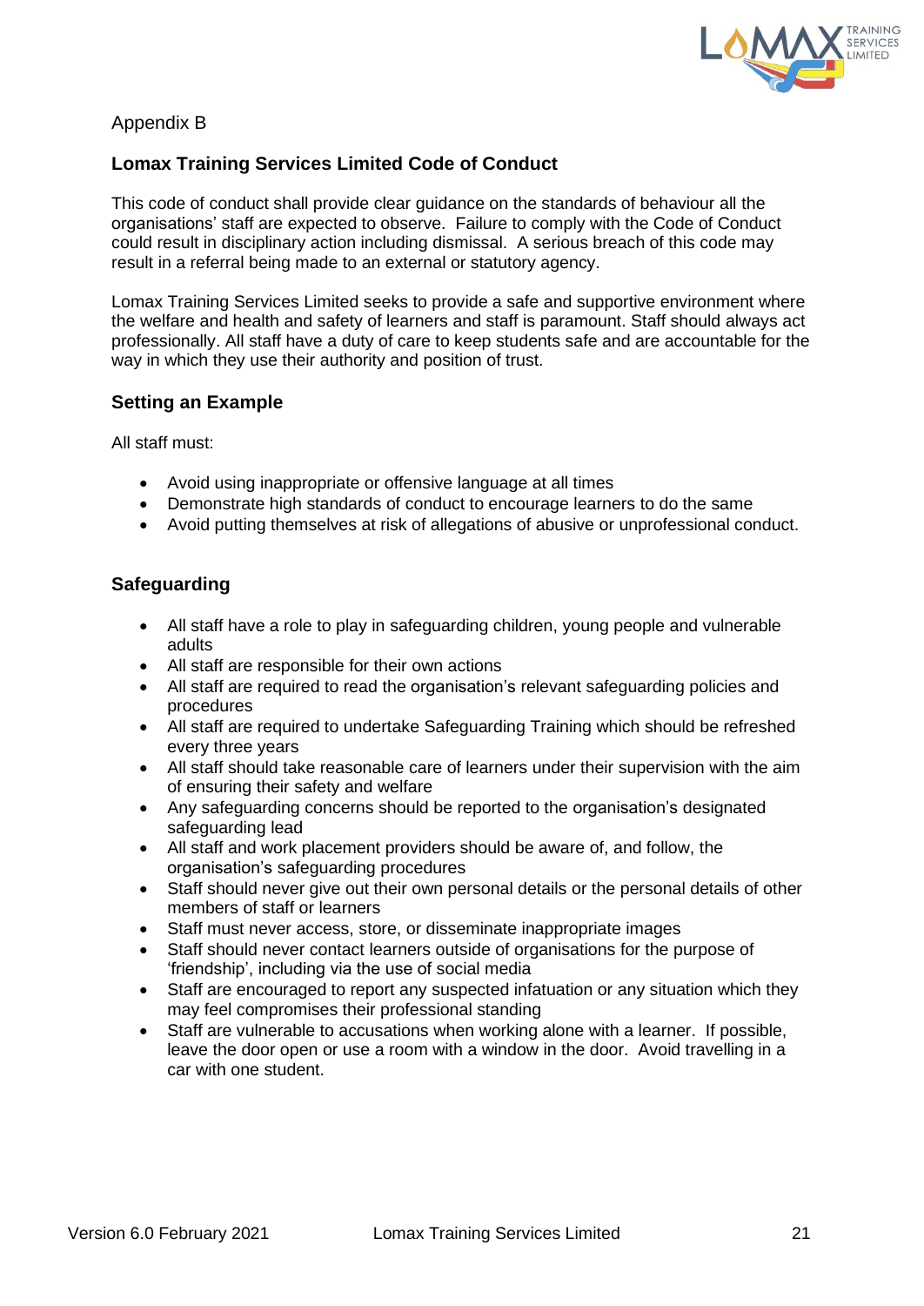Appendix B

## Lomax Training Services Limited Code of Conduct

This code of conduct shall provide clear guidance on the standards of behaviour all the organisations' staff are expected to observe. Failure to comply with the Code of Conduct could result in disciplinary action including dismissal. A serious breach of this code may result in a referral being made to an external or statutory agency.

Lomax Training Services Limited seeks to provide a safe and supportive environment where the welfare and health and safety of learners and staff is paramount. Staff should always act professionally. All staff have a duty of care to keep students safe and are accountable for the way in which they use their authority and position of trust.

### Setting an Example

All staff must:

- Avoid using inappropriate or offensive language at all times
- Demonstrate high standards of conduct to encourage learners to do the same
- Avoid putting themselves at risk of allegations of abusive or unprofessional conduct.

### Safeguarding

- All staff have a role to play in safeguarding children, young people and vulnerable adults
- All staff are responsible for their own actions
- All staff are required to read the organisation's relevant safeguarding policies and procedures
- All staff are required to undertake Safeguarding Training which should be refreshed every three years
- All staff should take reasonable care of learners under their supervision with the aim of ensuring their safety and welfare
- Any safeguarding concerns should be reported to the organisation's designated safeguarding lead
- All staff and work placement providers should be aware of, and follow, the organisation's safeguarding procedures
- Staff should never give out their own personal details or the personal details of other members of staff or learners
- Staff must never access, store, or disseminate inappropriate images
- Staff should never contact learners outside of organisations for the purpose of 'friendship', including via the use of social media
- Staff are encouraged to report any suspected infatuation or any situation which they may feel compromises their professional standing
- Staff are vulnerable to accusations when working alone with a learner. If possible, leave the door open or use a room with a window in the door. Avoid travelling in a car with one student.